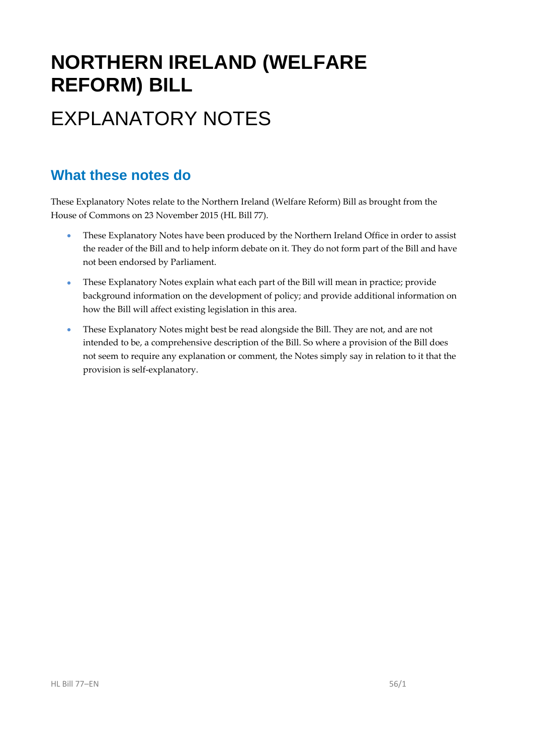# NORTHERN IRELAND (WELFARE REFORM) BILL

# EXPLANATORY NOTES

## What these notes do

These Explanatory Notes relate to the Northern Ireland (Welfare Reform) Bill as brought from the House of Commons on 23 November 2015 (HL Bill 77).

- These Explanatory Notes have been produced by the Northern Ireland Office in order to assist the reader of the Bill and to help inform debate on it. They do not form part of the Bill and have not been endorsed by Parliament.
- These Explanatory Notes explain what each part of the Bill will mean in practice; provide background information on the development of policy; and provide additional information on how the Bill will affect existing legislation in this area.
- These Explanatory Notes might best be read alongside the Bill. They are not, and are not intended to be, a comprehensive description of the Bill. So where a provision of the Bill does not seem to require any explanation or comment, the Notes simply say in relation to it that the provision is self-explanatory.

HL Bill 77–EN 56/1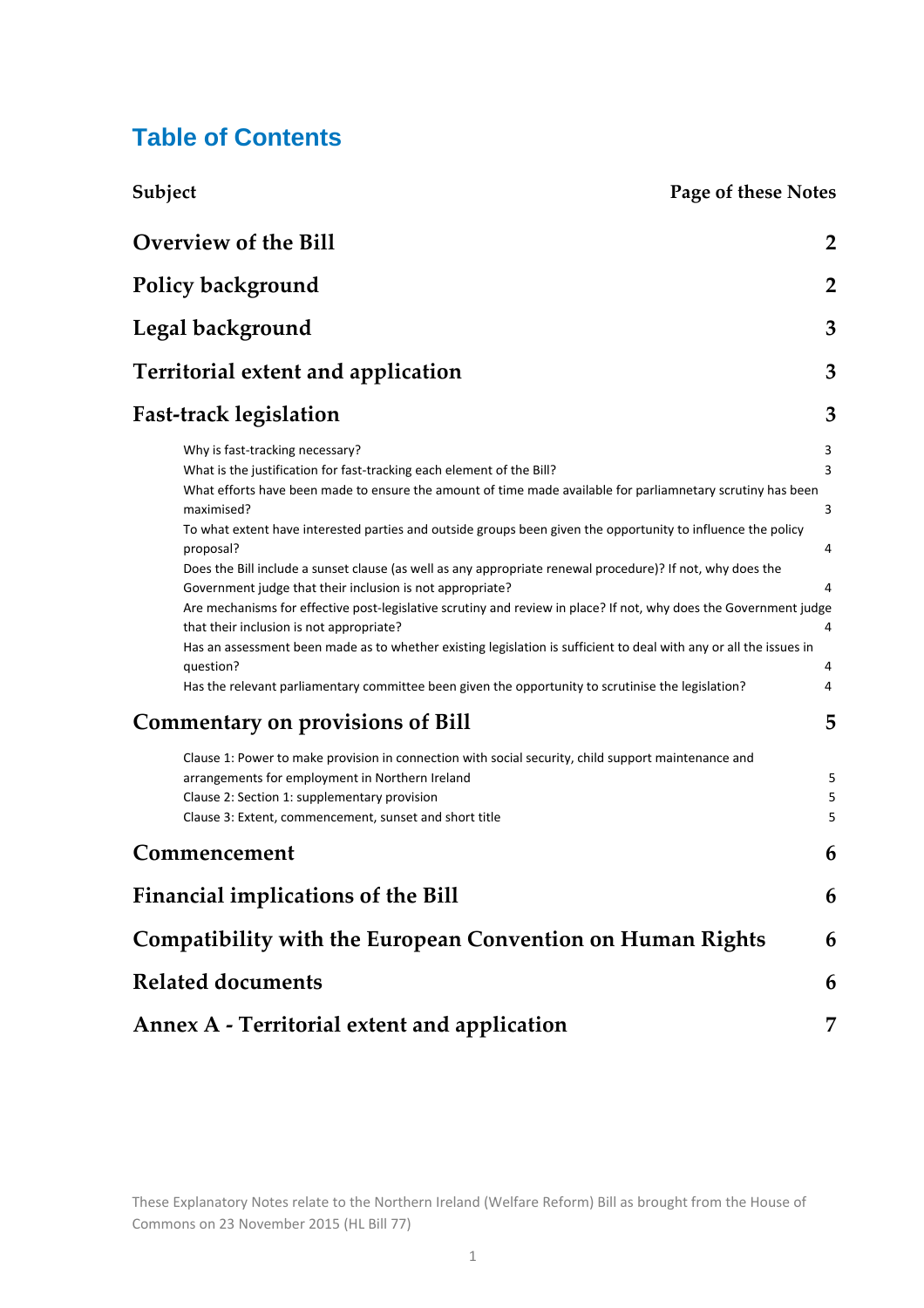# Table of Contents

| Subject | Page of these Notes |
|---|---|
| **Overview of the Bill** | **2** |
| **Policy background** | **2** |
| **Legal background** | **3** |
| **Territorial extent and application** | **3** |
| **Fast-track legislation** | **3** |
| Why is fast-tracking necessary? | 3 |
| What is the justification for fast-tracking each element of the Bill? | 3 |
| What efforts have been made to ensure the amount of time made available for parliamnetary scrutiny has been maximised? | 3 |
| To what extent have interested parties and outside groups been given the opportunity to influence the policy proposal? | 4 |
| Does the Bill include a sunset clause (as well as any appropriate renewal procedure)? If not, why does the Government judge that their inclusion is not appropriate? | 4 |
| Are mechanisms for effective post-legislative scrutiny and review in place? If not, why does the Government judge that their inclusion is not appropriate? | 4 |
| Has an assessment been made as to whether existing legislation is sufficient to deal with any or all the issues in question? | 4 |
| Has the relevant parliamentary committee been given the opportunity to scrutinise the legislation? | 4 |
| **Commentary on provisions of Bill** | **5** |
| Clause 1: Power to make provision in connection with social security, child support maintenance and arrangements for employment in Northern Ireland | 5 |
| Clause 2: Section 1: supplementary provision | 5 |
| Clause 3: Extent, commencement, sunset and short title | 5 |
| **Commencement** | **6** |
| **Financial implications of the Bill** | **6** |
| **Compatibility with the European Convention on Human Rights** | **6** |
| **Related documents** | **6** |
| **Annex A - Territorial extent and application** | **7** |

These Explanatory Notes relate to the Northern Ireland (Welfare Reform) Bill as brought from the House of Commons on 23 November 2015 (HL Bill 77)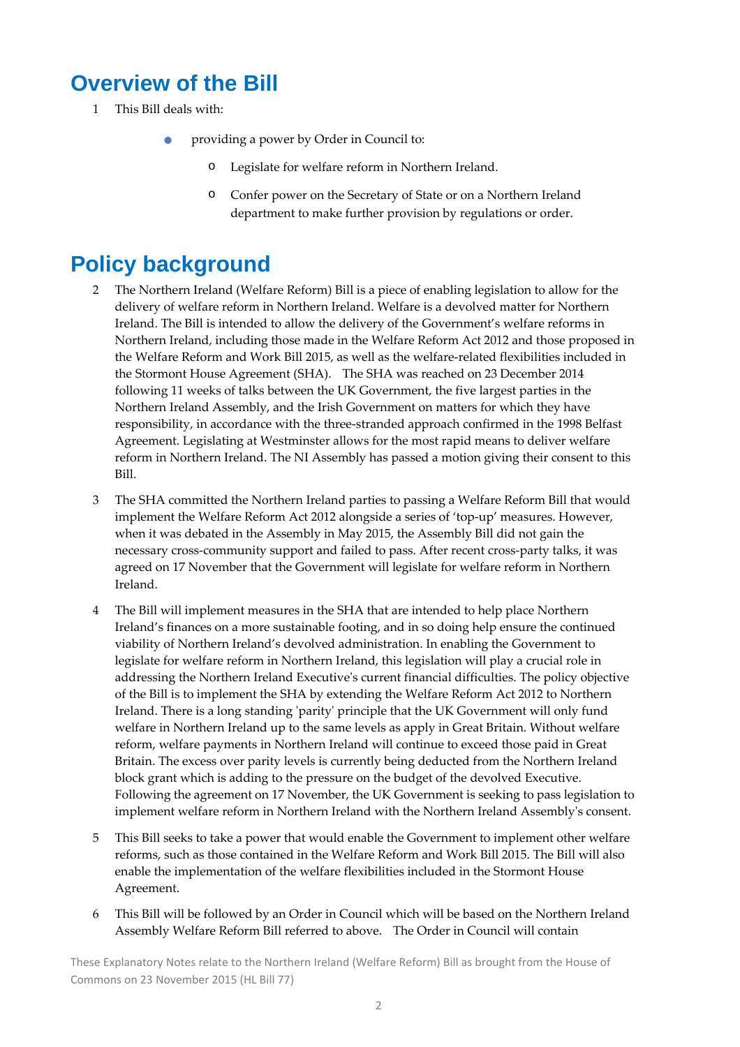## Overview of the Bill

1 This Bill deals with:

- providing a power by Order in Council to:
  - Legislate for welfare reform in Northern Ireland.
  - Confer power on the Secretary of State or on a Northern Ireland department to make further provision by regulations or order.

## Policy background

2 The Northern Ireland (Welfare Reform) Bill is a piece of enabling legislation to allow for the delivery of welfare reform in Northern Ireland. Welfare is a devolved matter for Northern Ireland. The Bill is intended to allow the delivery of the Government's welfare reforms in Northern Ireland, including those made in the Welfare Reform Act 2012 and those proposed in the Welfare Reform and Work Bill 2015, as well as the welfare-related flexibilities included in the Stormont House Agreement (SHA). The SHA was reached on 23 December 2014 following 11 weeks of talks between the UK Government, the five largest parties in the Northern Ireland Assembly, and the Irish Government on matters for which they have responsibility, in accordance with the three-stranded approach confirmed in the 1998 Belfast Agreement. Legislating at Westminster allows for the most rapid means to deliver welfare reform in Northern Ireland. The NI Assembly has passed a motion giving their consent to this Bill.

3 The SHA committed the Northern Ireland parties to passing a Welfare Reform Bill that would implement the Welfare Reform Act 2012 alongside a series of 'top-up' measures. However, when it was debated in the Assembly in May 2015, the Assembly Bill did not gain the necessary cross-community support and failed to pass. After recent cross-party talks, it was agreed on 17 November that the Government will legislate for welfare reform in Northern Ireland.

4 The Bill will implement measures in the SHA that are intended to help place Northern Ireland's finances on a more sustainable footing, and in so doing help ensure the continued viability of Northern Ireland's devolved administration. In enabling the Government to legislate for welfare reform in Northern Ireland, this legislation will play a crucial role in addressing the Northern Ireland Executive's current financial difficulties. The policy objective of the Bill is to implement the SHA by extending the Welfare Reform Act 2012 to Northern Ireland. There is a long standing 'parity' principle that the UK Government will only fund welfare in Northern Ireland up to the same levels as apply in Great Britain. Without welfare reform, welfare payments in Northern Ireland will continue to exceed those paid in Great Britain. The excess over parity levels is currently being deducted from the Northern Ireland block grant which is adding to the pressure on the budget of the devolved Executive. Following the agreement on 17 November, the UK Government is seeking to pass legislation to implement welfare reform in Northern Ireland with the Northern Ireland Assembly's consent.

5 This Bill seeks to take a power that would enable the Government to implement other welfare reforms, such as those contained in the Welfare Reform and Work Bill 2015. The Bill will also enable the implementation of the welfare flexibilities included in the Stormont House Agreement.

6 This Bill will be followed by an Order in Council which will be based on the Northern Ireland Assembly Welfare Reform Bill referred to above. The Order in Council will contain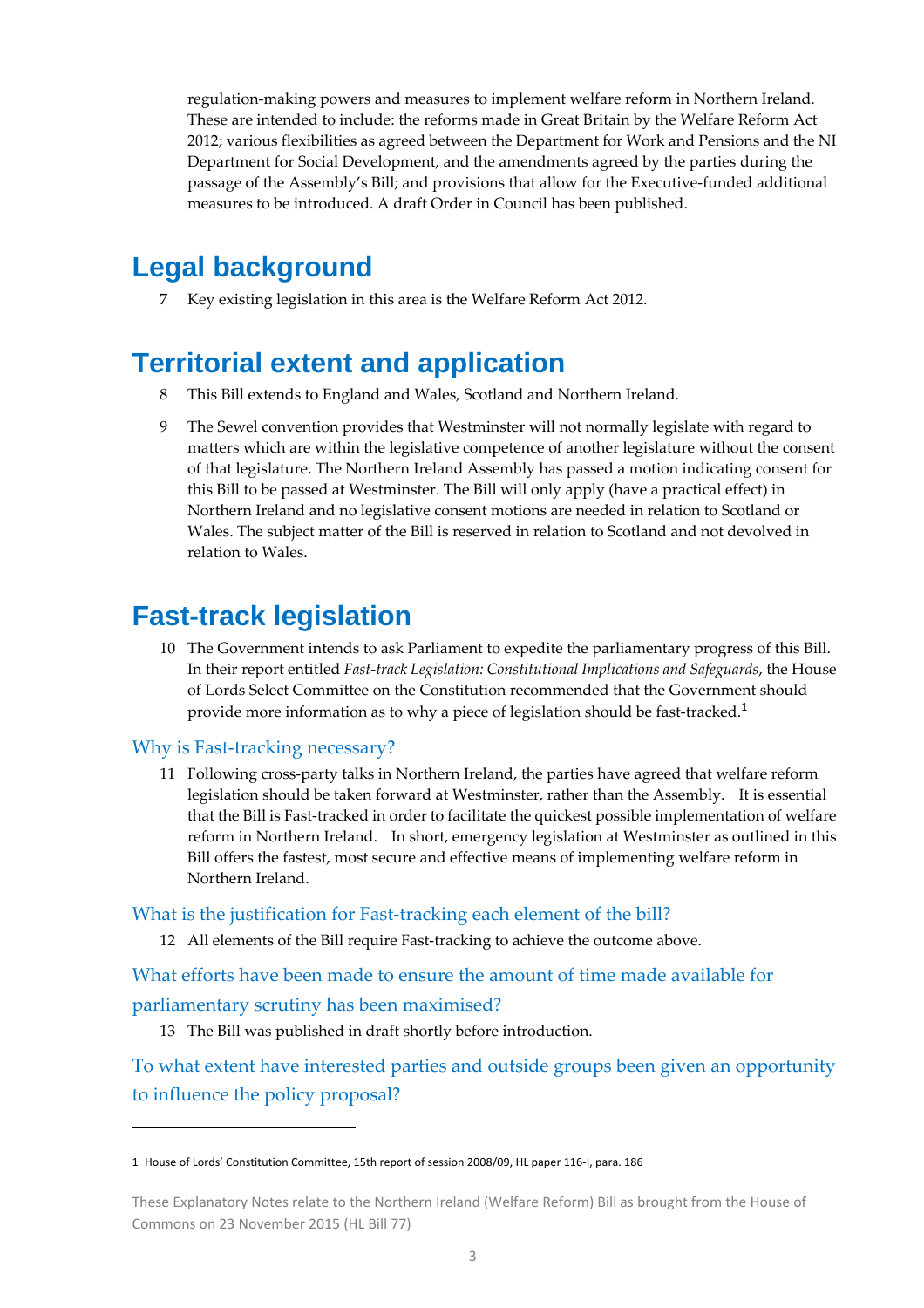regulation-making powers and measures to implement welfare reform in Northern Ireland. These are intended to include: the reforms made in Great Britain by the Welfare Reform Act 2012; various flexibilities as agreed between the Department for Work and Pensions and the NI Department for Social Development, and the amendments agreed by the parties during the passage of the Assembly's Bill; and provisions that allow for the Executive-funded additional measures to be introduced. A draft Order in Council has been published.

# Legal background

7 Key existing legislation in this area is the Welfare Reform Act 2012.

# Territorial extent and application

8 This Bill extends to England and Wales, Scotland and Northern Ireland.

9 The Sewel convention provides that Westminster will not normally legislate with regard to matters which are within the legislative competence of another legislature without the consent of that legislature. The Northern Ireland Assembly has passed a motion indicating consent for this Bill to be passed at Westminster. The Bill will only apply (have a practical effect) in Northern Ireland and no legislative consent motions are needed in relation to Scotland or Wales. The subject matter of the Bill is reserved in relation to Scotland and not devolved in relation to Wales.

# Fast-track legislation

10 The Government intends to ask Parliament to expedite the parliamentary progress of this Bill. In their report entitled *Fast-track Legislation: Constitutional Implications and Safeguards*, the House of Lords Select Committee on the Constitution recommended that the Government should provide more information as to why a piece of legislation should be fast-tracked.[1]

## Why is Fast-tracking necessary?

11 Following cross-party talks in Northern Ireland, the parties have agreed that welfare reform legislation should be taken forward at Westminster, rather than the Assembly. It is essential that the Bill is Fast-tracked in order to facilitate the quickest possible implementation of welfare reform in Northern Ireland. In short, emergency legislation at Westminster as outlined in this Bill offers the fastest, most secure and effective means of implementing welfare reform in Northern Ireland.

## What is the justification for Fast-tracking each element of the bill?

12 All elements of the Bill require Fast-tracking to achieve the outcome above.

## What efforts have been made to ensure the amount of time made available for parliamentary scrutiny has been maximised?

13 The Bill was published in draft shortly before introduction.

## To what extent have interested parties and outside groups been given an opportunity to influence the policy proposal?

1 House of Lords' Constitution Committee, 15th report of session 2008/09, HL paper 116-I, para. 186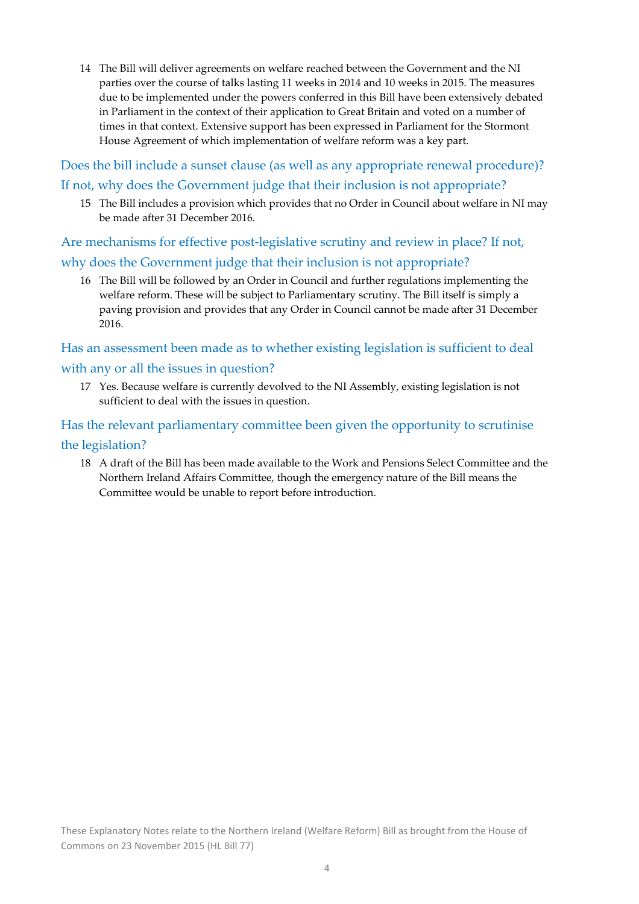14 The Bill will deliver agreements on welfare reached between the Government and the NI parties over the course of talks lasting 11 weeks in 2014 and 10 weeks in 2015. The measures due to be implemented under the powers conferred in this Bill have been extensively debated in Parliament in the context of their application to Great Britain and voted on a number of times in that context. Extensive support has been expressed in Parliament for the Stormont House Agreement of which implementation of welfare reform was a key part.

## Does the bill include a sunset clause (as well as any appropriate renewal procedure)? If not, why does the Government judge that their inclusion is not appropriate?

15 The Bill includes a provision which provides that no Order in Council about welfare in NI may be made after 31 December 2016.

## Are mechanisms for effective post-legislative scrutiny and review in place? If not, why does the Government judge that their inclusion is not appropriate?

16 The Bill will be followed by an Order in Council and further regulations implementing the welfare reform. These will be subject to Parliamentary scrutiny. The Bill itself is simply a paving provision and provides that any Order in Council cannot be made after 31 December 2016.

## Has an assessment been made as to whether existing legislation is sufficient to deal with any or all the issues in question?

17 Yes. Because welfare is currently devolved to the NI Assembly, existing legislation is not sufficient to deal with the issues in question.

## Has the relevant parliamentary committee been given the opportunity to scrutinise the legislation?

18 A draft of the Bill has been made available to the Work and Pensions Select Committee and the Northern Ireland Affairs Committee, though the emergency nature of the Bill means the Committee would be unable to report before introduction.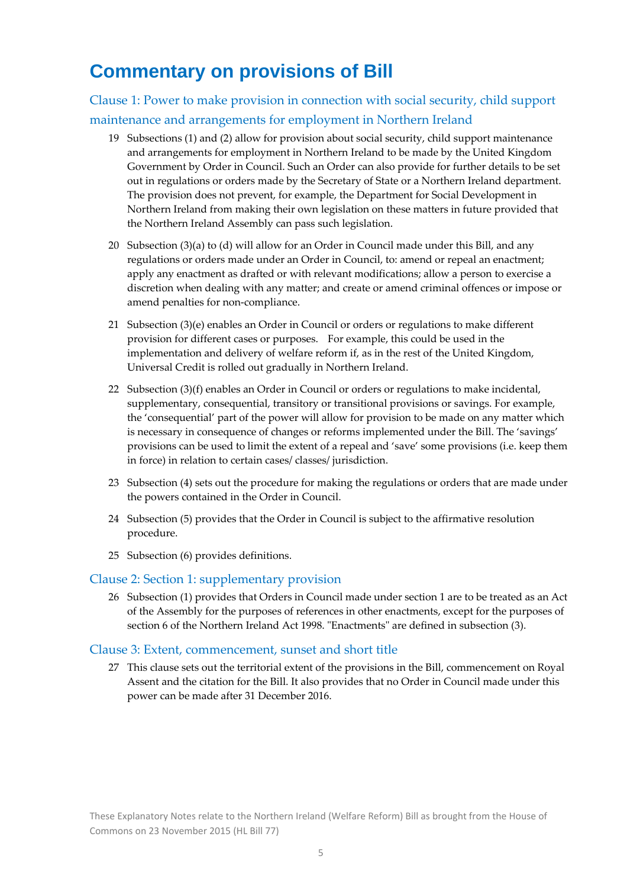# Commentary on provisions of Bill

## Clause 1: Power to make provision in connection with social security, child support maintenance and arrangements for employment in Northern Ireland

19 Subsections (1) and (2) allow for provision about social security, child support maintenance and arrangements for employment in Northern Ireland to be made by the United Kingdom Government by Order in Council. Such an Order can also provide for further details to be set out in regulations or orders made by the Secretary of State or a Northern Ireland department. The provision does not prevent, for example, the Department for Social Development in Northern Ireland from making their own legislation on these matters in future provided that the Northern Ireland Assembly can pass such legislation.

20 Subsection (3)(a) to (d) will allow for an Order in Council made under this Bill, and any regulations or orders made under an Order in Council, to: amend or repeal an enactment; apply any enactment as drafted or with relevant modifications; allow a person to exercise a discretion when dealing with any matter; and create or amend criminal offences or impose or amend penalties for non-compliance.

21 Subsection (3)(e) enables an Order in Council or orders or regulations to make different provision for different cases or purposes. For example, this could be used in the implementation and delivery of welfare reform if, as in the rest of the United Kingdom, Universal Credit is rolled out gradually in Northern Ireland.

22 Subsection (3)(f) enables an Order in Council or orders or regulations to make incidental, supplementary, consequential, transitory or transitional provisions or savings. For example, the 'consequential' part of the power will allow for provision to be made on any matter which is necessary in consequence of changes or reforms implemented under the Bill. The 'savings' provisions can be used to limit the extent of a repeal and 'save' some provisions (i.e. keep them in force) in relation to certain cases/ classes/ jurisdiction.

23 Subsection (4) sets out the procedure for making the regulations or orders that are made under the powers contained in the Order in Council.

24 Subsection (5) provides that the Order in Council is subject to the affirmative resolution procedure.

25 Subsection (6) provides definitions.

## Clause 2: Section 1: supplementary provision

26 Subsection (1) provides that Orders in Council made under section 1 are to be treated as an Act of the Assembly for the purposes of references in other enactments, except for the purposes of section 6 of the Northern Ireland Act 1998. "Enactments" are defined in subsection (3).

## Clause 3: Extent, commencement, sunset and short title

27 This clause sets out the territorial extent of the provisions in the Bill, commencement on Royal Assent and the citation for the Bill. It also provides that no Order in Council made under this power can be made after 31 December 2016.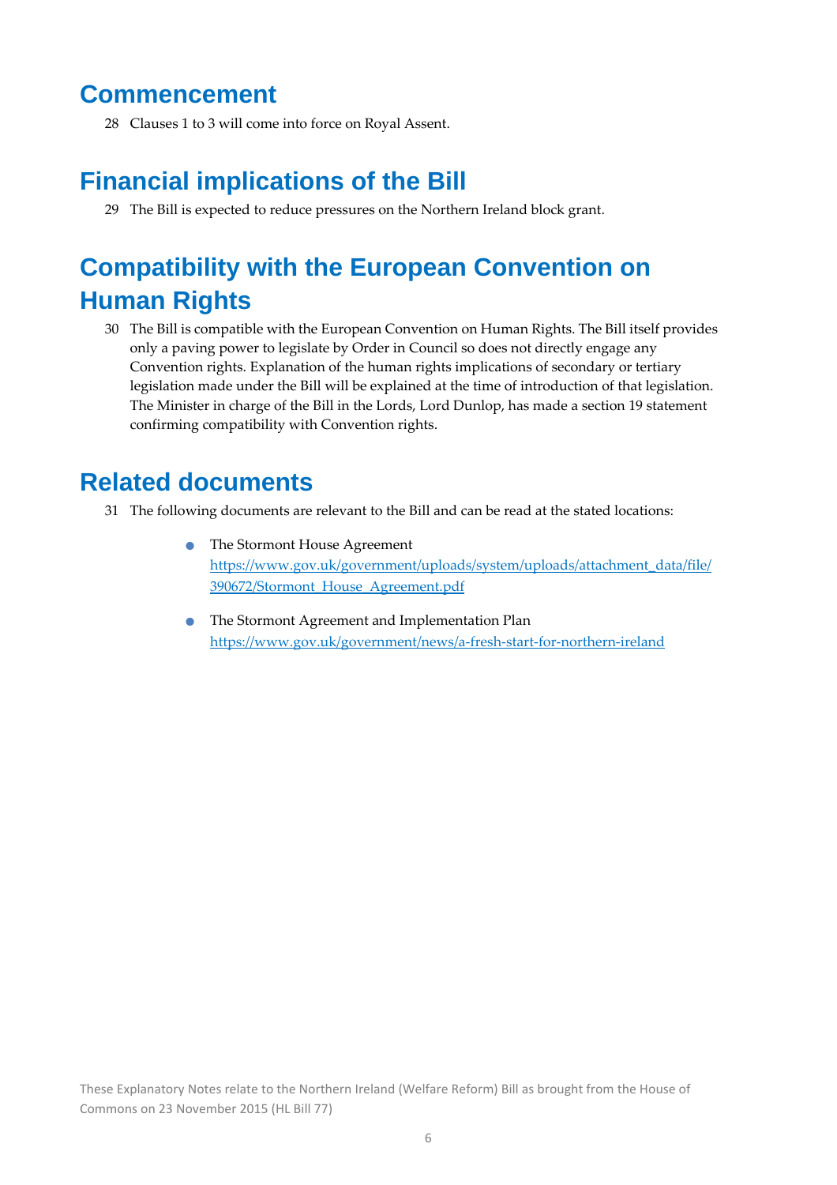## Commencement

28 Clauses 1 to 3 will come into force on Royal Assent.

## Financial implications of the Bill

29 The Bill is expected to reduce pressures on the Northern Ireland block grant.

## Compatibility with the European Convention on Human Rights

30 The Bill is compatible with the European Convention on Human Rights. The Bill itself provides only a paving power to legislate by Order in Council so does not directly engage any Convention rights. Explanation of the human rights implications of secondary or tertiary legislation made under the Bill will be explained at the time of introduction of that legislation. The Minister in charge of the Bill in the Lords, Lord Dunlop, has made a section 19 statement confirming compatibility with Convention rights.

## Related documents

31 The following documents are relevant to the Bill and can be read at the stated locations:

- The Stormont House Agreement
  https://www.gov.uk/government/uploads/system/uploads/attachment_data/file/390672/Stormont_House_Agreement.pdf

- The Stormont Agreement and Implementation Plan
  https://www.gov.uk/government/news/a-fresh-start-for-northern-ireland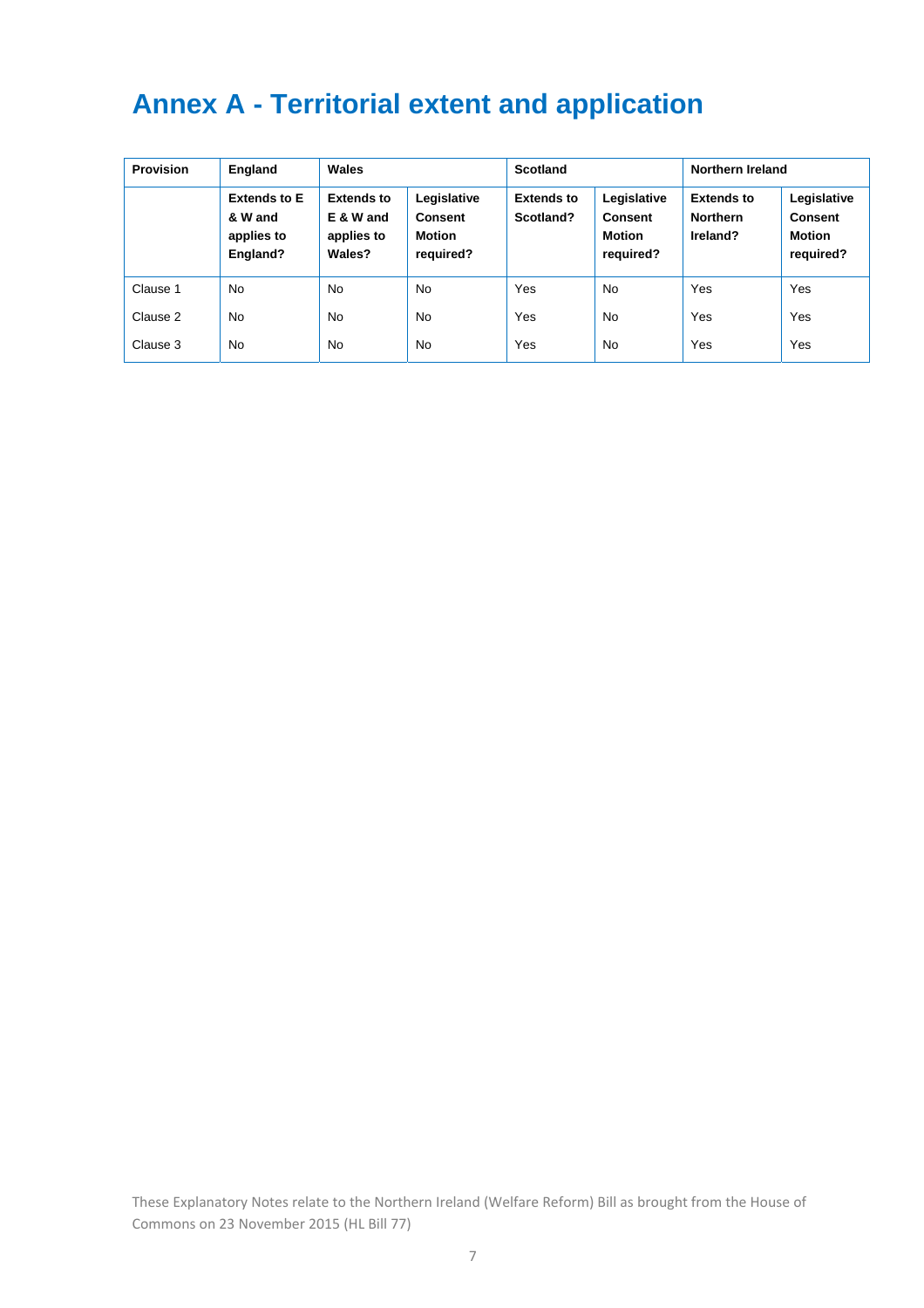# Annex A - Territorial extent and application

| Provision | England | Wales | | Scotland | | Northern Ireland | |
|---|---|---|---|---|---|---|---|
| | **Extends to E & W and applies to England?** | **Extends to E & W and applies to Wales?** | **Legislative Consent Motion required?** | **Extends to Scotland?** | **Legislative Consent Motion required?** | **Extends to Northern Ireland?** | **Legislative Consent Motion required?** |
| Clause 1 | No | No | No | Yes | No | Yes | Yes |
| Clause 2 | No | No | No | Yes | No | Yes | Yes |
| Clause 3 | No | No | No | Yes | No | Yes | Yes |

These Explanatory Notes relate to the Northern Ireland (Welfare Reform) Bill as brought from the House of Commons on 23 November 2015 (HL Bill 77)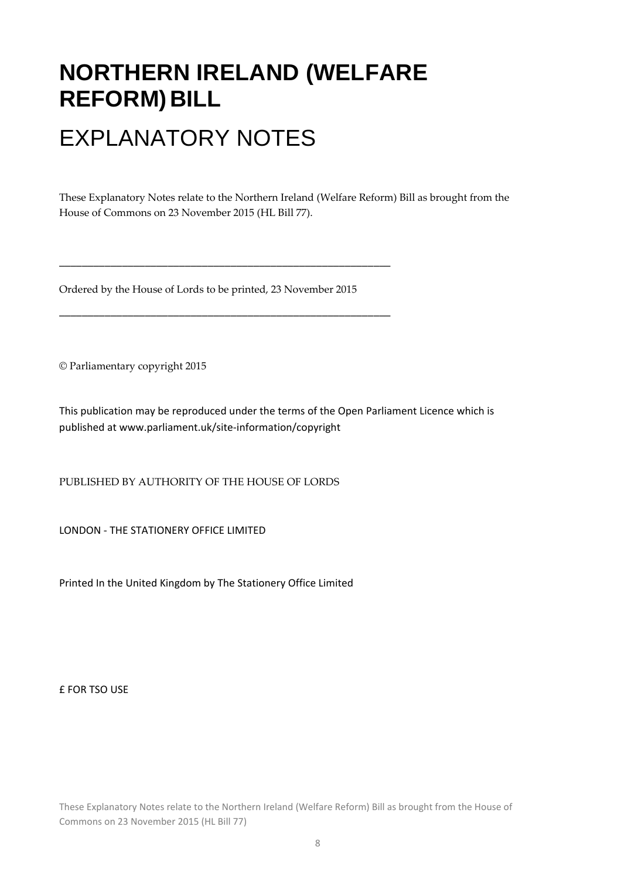# NORTHERN IRELAND (WELFARE REFORM) BILL

# EXPLANATORY NOTES

These Explanatory Notes relate to the Northern Ireland (Welfare Reform) Bill as brought from the House of Commons on 23 November 2015 (HL Bill 77).

---

Ordered by the House of Lords to be printed, 23 November 2015

---

© Parliamentary copyright 2015

This publication may be reproduced under the terms of the Open Parliament Licence which is published at www.parliament.uk/site-information/copyright

PUBLISHED BY AUTHORITY OF THE HOUSE OF LORDS

LONDON - THE STATIONERY OFFICE LIMITED

Printed In the United Kingdom by The Stationery Office Limited

£ FOR TSO USE